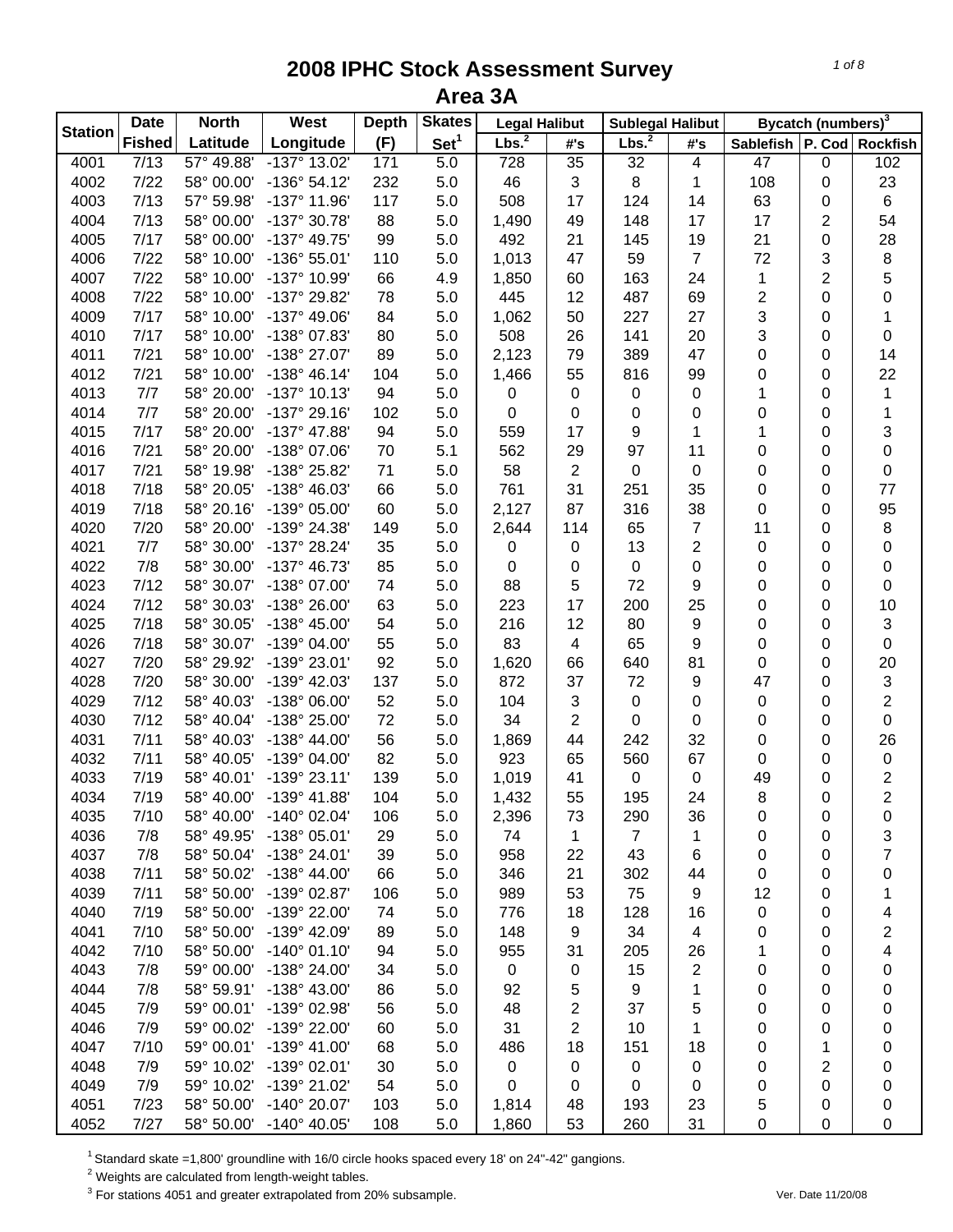# 2008 IPHC Stock Assessment Survey

## Area 3A

| Station | Date Fished | North Latitude | West Longitude | Depth (F) | Skates Set[1] | Legal Halibut Lbs.[2] | Legal Halibut #'s | Sublegal Halibut Lbs.[2] | Sublegal Halibut #'s | Bycatch (numbers)[3] Sablefish | P. Cod | Rockfish |
|---|---|---|---|---|---|---|---|---|---|---|---|---|
| 4001 | 7/13 | 57° 49.88' | -137° 13.02' | 171 | 5.0 | 728 | 35 | 32 | 4 | 47 | 0 | 102 |
| 4002 | 7/22 | 58° 00.00' | -136° 54.12' | 232 | 5.0 | 46 | 3 | 8 | 1 | 108 | 0 | 23 |
| 4003 | 7/13 | 57° 59.98' | -137° 11.96' | 117 | 5.0 | 508 | 17 | 124 | 14 | 63 | 0 | 6 |
| 4004 | 7/13 | 58° 00.00' | -137° 30.78' | 88 | 5.0 | 1,490 | 49 | 148 | 17 | 17 | 2 | 54 |
| 4005 | 7/17 | 58° 00.00' | -137° 49.75' | 99 | 5.0 | 492 | 21 | 145 | 19 | 21 | 0 | 28 |
| 4006 | 7/22 | 58° 10.00' | -136° 55.01' | 110 | 5.0 | 1,013 | 47 | 59 | 7 | 72 | 3 | 8 |
| 4007 | 7/22 | 58° 10.00' | -137° 10.99' | 66 | 4.9 | 1,850 | 60 | 163 | 24 | 1 | 2 | 5 |
| 4008 | 7/22 | 58° 10.00' | -137° 29.82' | 78 | 5.0 | 445 | 12 | 487 | 69 | 2 | 0 | 0 |
| 4009 | 7/17 | 58° 10.00' | -137° 49.06' | 84 | 5.0 | 1,062 | 50 | 227 | 27 | 3 | 0 | 1 |
| 4010 | 7/17 | 58° 10.00' | -138° 07.83' | 80 | 5.0 | 508 | 26 | 141 | 20 | 3 | 0 | 0 |
| 4011 | 7/21 | 58° 10.00' | -138° 27.07' | 89 | 5.0 | 2,123 | 79 | 389 | 47 | 0 | 0 | 14 |
| 4012 | 7/21 | 58° 10.00' | -138° 46.14' | 104 | 5.0 | 1,466 | 55 | 816 | 99 | 0 | 0 | 22 |
| 4013 | 7/7 | 58° 20.00' | -137° 10.13' | 94 | 5.0 | 0 | 0 | 0 | 0 | 1 | 0 | 1 |
| 4014 | 7/7 | 58° 20.00' | -137° 29.16' | 102 | 5.0 | 0 | 0 | 0 | 0 | 0 | 0 | 1 |
| 4015 | 7/17 | 58° 20.00' | -137° 47.88' | 94 | 5.0 | 559 | 17 | 9 | 1 | 1 | 0 | 3 |
| 4016 | 7/21 | 58° 20.00' | -138° 07.06' | 70 | 5.1 | 562 | 29 | 97 | 11 | 0 | 0 | 0 |
| 4017 | 7/21 | 58° 19.98' | -138° 25.82' | 71 | 5.0 | 58 | 2 | 0 | 0 | 0 | 0 | 0 |
| 4018 | 7/18 | 58° 20.05' | -138° 46.03' | 66 | 5.0 | 761 | 31 | 251 | 35 | 0 | 0 | 77 |
| 4019 | 7/18 | 58° 20.16' | -139° 05.00' | 60 | 5.0 | 2,127 | 87 | 316 | 38 | 0 | 0 | 95 |
| 4020 | 7/20 | 58° 20.00' | -139° 24.38' | 149 | 5.0 | 2,644 | 114 | 65 | 7 | 11 | 0 | 8 |
| 4021 | 7/7 | 58° 30.00' | -137° 28.24' | 35 | 5.0 | 0 | 0 | 13 | 2 | 0 | 0 | 0 |
| 4022 | 7/8 | 58° 30.00' | -137° 46.73' | 85 | 5.0 | 0 | 0 | 0 | 0 | 0 | 0 | 0 |
| 4023 | 7/12 | 58° 30.07' | -138° 07.00' | 74 | 5.0 | 88 | 5 | 72 | 9 | 0 | 0 | 0 |
| 4024 | 7/12 | 58° 30.03' | -138° 26.00' | 63 | 5.0 | 223 | 17 | 200 | 25 | 0 | 0 | 10 |
| 4025 | 7/18 | 58° 30.05' | -138° 45.00' | 54 | 5.0 | 216 | 12 | 80 | 9 | 0 | 0 | 3 |
| 4026 | 7/18 | 58° 30.07' | -139° 04.00' | 55 | 5.0 | 83 | 4 | 65 | 9 | 0 | 0 | 0 |
| 4027 | 7/20 | 58° 29.92' | -139° 23.01' | 92 | 5.0 | 1,620 | 66 | 640 | 81 | 0 | 0 | 20 |
| 4028 | 7/20 | 58° 30.00' | -139° 42.03' | 137 | 5.0 | 872 | 37 | 72 | 9 | 47 | 0 | 3 |
| 4029 | 7/12 | 58° 40.03' | -138° 06.00' | 52 | 5.0 | 104 | 3 | 0 | 0 | 0 | 0 | 2 |
| 4030 | 7/12 | 58° 40.04' | -138° 25.00' | 72 | 5.0 | 34 | 2 | 0 | 0 | 0 | 0 | 0 |
| 4031 | 7/11 | 58° 40.03' | -138° 44.00' | 56 | 5.0 | 1,869 | 44 | 242 | 32 | 0 | 0 | 26 |
| 4032 | 7/11 | 58° 40.05' | -139° 04.00' | 82 | 5.0 | 923 | 65 | 560 | 67 | 0 | 0 | 0 |
| 4033 | 7/19 | 58° 40.01' | -139° 23.11' | 139 | 5.0 | 1,019 | 41 | 0 | 0 | 49 | 0 | 2 |
| 4034 | 7/19 | 58° 40.00' | -139° 41.88' | 104 | 5.0 | 1,432 | 55 | 195 | 24 | 8 | 0 | 2 |
| 4035 | 7/10 | 58° 40.00' | -140° 02.04' | 106 | 5.0 | 2,396 | 73 | 290 | 36 | 0 | 0 | 0 |
| 4036 | 7/8 | 58° 49.95' | -138° 05.01' | 29 | 5.0 | 74 | 1 | 7 | 1 | 0 | 0 | 3 |
| 4037 | 7/8 | 58° 50.04' | -138° 24.01' | 39 | 5.0 | 958 | 22 | 43 | 6 | 0 | 0 | 7 |
| 4038 | 7/11 | 58° 50.02' | -138° 44.00' | 66 | 5.0 | 346 | 21 | 302 | 44 | 0 | 0 | 0 |
| 4039 | 7/11 | 58° 50.00' | -139° 02.87' | 106 | 5.0 | 989 | 53 | 75 | 9 | 12 | 0 | 1 |
| 4040 | 7/19 | 58° 50.00' | -139° 22.00' | 74 | 5.0 | 776 | 18 | 128 | 16 | 0 | 0 | 4 |
| 4041 | 7/10 | 58° 50.00' | -139° 42.09' | 89 | 5.0 | 148 | 9 | 34 | 4 | 0 | 0 | 2 |
| 4042 | 7/10 | 58° 50.00' | -140° 01.10' | 94 | 5.0 | 955 | 31 | 205 | 26 | 1 | 0 | 4 |
| 4043 | 7/8 | 59° 00.00' | -138° 24.00' | 34 | 5.0 | 0 | 0 | 15 | 2 | 0 | 0 | 0 |
| 4044 | 7/8 | 58° 59.91' | -138° 43.00' | 86 | 5.0 | 92 | 5 | 9 | 1 | 0 | 0 | 0 |
| 4045 | 7/9 | 59° 00.01' | -139° 02.98' | 56 | 5.0 | 48 | 2 | 37 | 5 | 0 | 0 | 0 |
| 4046 | 7/9 | 59° 00.02' | -139° 22.00' | 60 | 5.0 | 31 | 2 | 10 | 1 | 0 | 0 | 0 |
| 4047 | 7/10 | 59° 00.01' | -139° 41.00' | 68 | 5.0 | 486 | 18 | 151 | 18 | 0 | 1 | 0 |
| 4048 | 7/9 | 59° 10.02' | -139° 02.01' | 30 | 5.0 | 0 | 0 | 0 | 0 | 0 | 2 | 0 |
| 4049 | 7/9 | 59° 10.02' | -139° 21.02' | 54 | 5.0 | 0 | 0 | 0 | 0 | 0 | 0 | 0 |
| 4051 | 7/23 | 58° 50.00' | -140° 20.07' | 103 | 5.0 | 1,814 | 48 | 193 | 23 | 5 | 0 | 0 |
| 4052 | 7/27 | 58° 50.00' | -140° 40.05' | 108 | 5.0 | 1,860 | 53 | 260 | 31 | 0 | 0 | 0 |

[1] Standard skate =1,800' groundline with 16/0 circle hooks spaced every 18' on 24"-42" gangions.

[2] Weights are calculated from length-weight tables.

[3] For stations 4051 and greater extrapolated from 20% subsample.

Ver. Date 11/20/08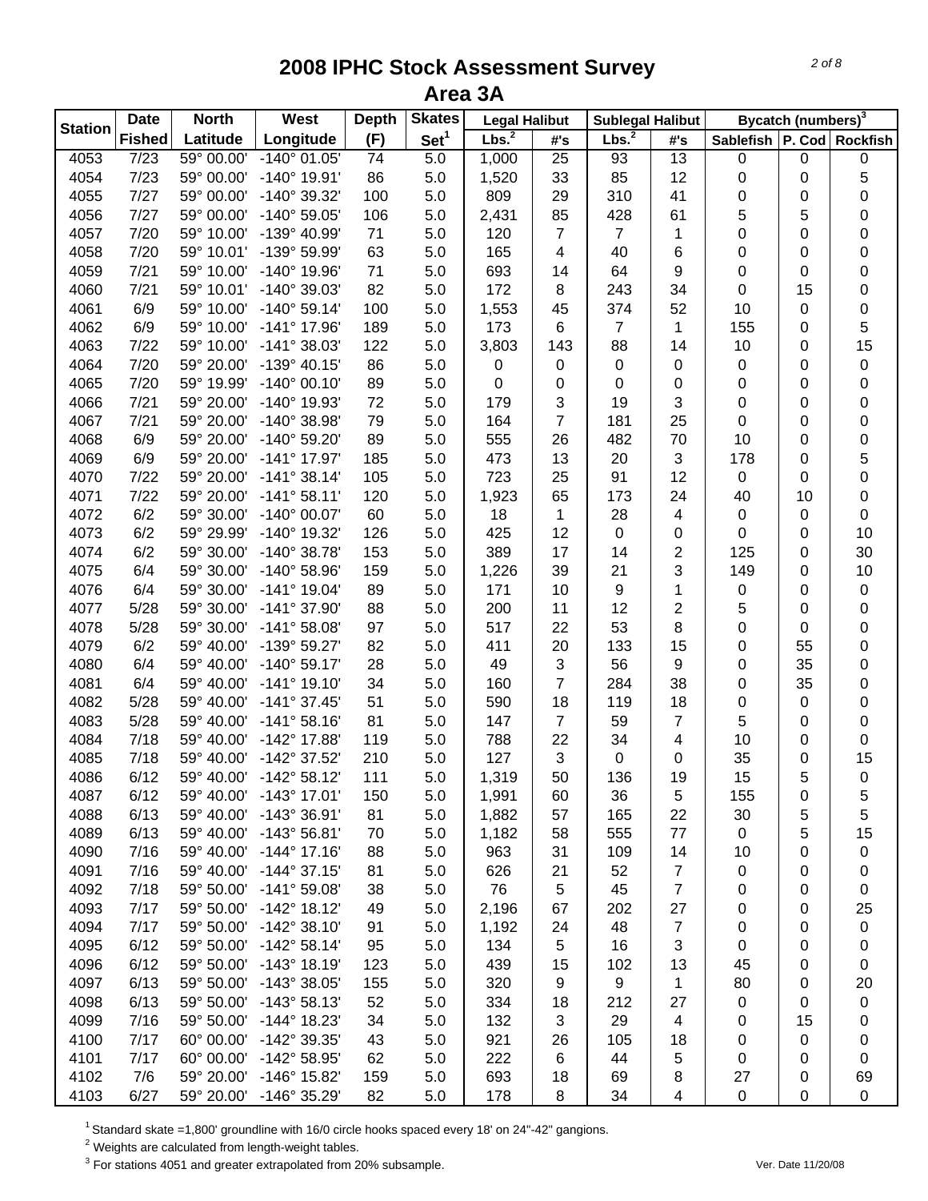# 2008 IPHC Stock Assessment Survey
## Area 3A

| Station | Date | North | West | Depth | Skates | Legal Halibut | | Sublegal Halibut | | Bycatch (numbers)[3] | | |
|---|---|---|---|---|---|---|---|---|---|---|---|---|
| | Fished | Latitude | Longitude | (F) | Set[1] | Lbs.[2] | #'s | Lbs.[2] | #'s | Sablefish | P. Cod | Rockfish |
| 4053 | 7/23 | 59° 00.00' | -140° 01.05' | 74 | 5.0 | 1,000 | 25 | 93 | 13 | 0 | 0 | 0 |
| 4054 | 7/23 | 59° 00.00' | -140° 19.91' | 86 | 5.0 | 1,520 | 33 | 85 | 12 | 0 | 0 | 5 |
| 4055 | 7/27 | 59° 00.00' | -140° 39.32' | 100 | 5.0 | 809 | 29 | 310 | 41 | 0 | 0 | 0 |
| 4056 | 7/27 | 59° 00.00' | -140° 59.05' | 106 | 5.0 | 2,431 | 85 | 428 | 61 | 5 | 5 | 0 |
| 4057 | 7/20 | 59° 10.00' | -139° 40.99' | 71 | 5.0 | 120 | 7 | 7 | 1 | 0 | 0 | 0 |
| 4058 | 7/20 | 59° 10.01' | -139° 59.99' | 63 | 5.0 | 165 | 4 | 40 | 6 | 0 | 0 | 0 |
| 4059 | 7/21 | 59° 10.00' | -140° 19.96' | 71 | 5.0 | 693 | 14 | 64 | 9 | 0 | 0 | 0 |
| 4060 | 7/21 | 59° 10.01' | -140° 39.03' | 82 | 5.0 | 172 | 8 | 243 | 34 | 0 | 15 | 0 |
| 4061 | 6/9 | 59° 10.00' | -140° 59.14' | 100 | 5.0 | 1,553 | 45 | 374 | 52 | 10 | 0 | 0 |
| 4062 | 6/9 | 59° 10.00' | -141° 17.96' | 189 | 5.0 | 173 | 6 | 7 | 1 | 155 | 0 | 5 |
| 4063 | 7/22 | 59° 10.00' | -141° 38.03' | 122 | 5.0 | 3,803 | 143 | 88 | 14 | 10 | 0 | 15 |
| 4064 | 7/20 | 59° 20.00' | -139° 40.15' | 86 | 5.0 | 0 | 0 | 0 | 0 | 0 | 0 | 0 |
| 4065 | 7/20 | 59° 19.99' | -140° 00.10' | 89 | 5.0 | 0 | 0 | 0 | 0 | 0 | 0 | 0 |
| 4066 | 7/21 | 59° 20.00' | -140° 19.93' | 72 | 5.0 | 179 | 3 | 19 | 3 | 0 | 0 | 0 |
| 4067 | 7/21 | 59° 20.00' | -140° 38.98' | 79 | 5.0 | 164 | 7 | 181 | 25 | 0 | 0 | 0 |
| 4068 | 6/9 | 59° 20.00' | -140° 59.20' | 89 | 5.0 | 555 | 26 | 482 | 70 | 10 | 0 | 0 |
| 4069 | 6/9 | 59° 20.00' | -141° 17.97' | 185 | 5.0 | 473 | 13 | 20 | 3 | 178 | 0 | 5 |
| 4070 | 7/22 | 59° 20.00' | -141° 38.14' | 105 | 5.0 | 723 | 25 | 91 | 12 | 0 | 0 | 0 |
| 4071 | 7/22 | 59° 20.00' | -141° 58.11' | 120 | 5.0 | 1,923 | 65 | 173 | 24 | 40 | 10 | 0 |
| 4072 | 6/2 | 59° 30.00' | -140° 00.07' | 60 | 5.0 | 18 | 1 | 28 | 4 | 0 | 0 | 0 |
| 4073 | 6/2 | 59° 29.99' | -140° 19.32' | 126 | 5.0 | 425 | 12 | 0 | 0 | 0 | 0 | 10 |
| 4074 | 6/2 | 59° 30.00' | -140° 38.78' | 153 | 5.0 | 389 | 17 | 14 | 2 | 125 | 0 | 30 |
| 4075 | 6/4 | 59° 30.00' | -140° 58.96' | 159 | 5.0 | 1,226 | 39 | 21 | 3 | 149 | 0 | 10 |
| 4076 | 6/4 | 59° 30.00' | -141° 19.04' | 89 | 5.0 | 171 | 10 | 9 | 1 | 0 | 0 | 0 |
| 4077 | 5/28 | 59° 30.00' | -141° 37.90' | 88 | 5.0 | 200 | 11 | 12 | 2 | 5 | 0 | 0 |
| 4078 | 5/28 | 59° 30.00' | -141° 58.08' | 97 | 5.0 | 517 | 22 | 53 | 8 | 0 | 0 | 0 |
| 4079 | 6/2 | 59° 40.00' | -139° 59.27' | 82 | 5.0 | 411 | 20 | 133 | 15 | 0 | 55 | 0 |
| 4080 | 6/4 | 59° 40.00' | -140° 59.17' | 28 | 5.0 | 49 | 3 | 56 | 9 | 0 | 35 | 0 |
| 4081 | 6/4 | 59° 40.00' | -141° 19.10' | 34 | 5.0 | 160 | 7 | 284 | 38 | 0 | 35 | 0 |
| 4082 | 5/28 | 59° 40.00' | -141° 37.45' | 51 | 5.0 | 590 | 18 | 119 | 18 | 0 | 0 | 0 |
| 4083 | 5/28 | 59° 40.00' | -141° 58.16' | 81 | 5.0 | 147 | 7 | 59 | 7 | 5 | 0 | 0 |
| 4084 | 7/18 | 59° 40.00' | -142° 17.88' | 119 | 5.0 | 788 | 22 | 34 | 4 | 10 | 0 | 0 |
| 4085 | 7/18 | 59° 40.00' | -142° 37.52' | 210 | 5.0 | 127 | 3 | 0 | 0 | 35 | 0 | 15 |
| 4086 | 6/12 | 59° 40.00' | -142° 58.12' | 111 | 5.0 | 1,319 | 50 | 136 | 19 | 15 | 5 | 0 |
| 4087 | 6/12 | 59° 40.00' | -143° 17.01' | 150 | 5.0 | 1,991 | 60 | 36 | 5 | 155 | 0 | 5 |
| 4088 | 6/13 | 59° 40.00' | -143° 36.91' | 81 | 5.0 | 1,882 | 57 | 165 | 22 | 30 | 5 | 5 |
| 4089 | 6/13 | 59° 40.00' | -143° 56.81' | 70 | 5.0 | 1,182 | 58 | 555 | 77 | 0 | 5 | 15 |
| 4090 | 7/16 | 59° 40.00' | -144° 17.16' | 88 | 5.0 | 963 | 31 | 109 | 14 | 10 | 0 | 0 |
| 4091 | 7/16 | 59° 40.00' | -144° 37.15' | 81 | 5.0 | 626 | 21 | 52 | 7 | 0 | 0 | 0 |
| 4092 | 7/18 | 59° 50.00' | -141° 59.08' | 38 | 5.0 | 76 | 5 | 45 | 7 | 0 | 0 | 0 |
| 4093 | 7/17 | 59° 50.00' | -142° 18.12' | 49 | 5.0 | 2,196 | 67 | 202 | 27 | 0 | 0 | 25 |
| 4094 | 7/17 | 59° 50.00' | -142° 38.10' | 91 | 5.0 | 1,192 | 24 | 48 | 7 | 0 | 0 | 0 |
| 4095 | 6/12 | 59° 50.00' | -142° 58.14' | 95 | 5.0 | 134 | 5 | 16 | 3 | 0 | 0 | 0 |
| 4096 | 6/12 | 59° 50.00' | -143° 18.19' | 123 | 5.0 | 439 | 15 | 102 | 13 | 45 | 0 | 0 |
| 4097 | 6/13 | 59° 50.00' | -143° 38.05' | 155 | 5.0 | 320 | 9 | 9 | 1 | 80 | 0 | 20 |
| 4098 | 6/13 | 59° 50.00' | -143° 58.13' | 52 | 5.0 | 334 | 18 | 212 | 27 | 0 | 0 | 0 |
| 4099 | 7/16 | 59° 50.00' | -144° 18.23' | 34 | 5.0 | 132 | 3 | 29 | 4 | 0 | 15 | 0 |
| 4100 | 7/17 | 60° 00.00' | -142° 39.35' | 43 | 5.0 | 921 | 26 | 105 | 18 | 0 | 0 | 0 |
| 4101 | 7/17 | 60° 00.00' | -142° 58.95' | 62 | 5.0 | 222 | 6 | 44 | 5 | 0 | 0 | 0 |
| 4102 | 7/6 | 59° 20.00' | -146° 15.82' | 159 | 5.0 | 693 | 18 | 69 | 8 | 27 | 0 | 69 |
| 4103 | 6/27 | 59° 20.00' | -146° 35.29' | 82 | 5.0 | 178 | 8 | 34 | 4 | 0 | 0 | 0 |

[1] Standard skate =1,800' groundline with 16/0 circle hooks spaced every 18' on 24"-42" gangions.

[2] Weights are calculated from length-weight tables.

[3] For stations 4051 and greater extrapolated from 20% subsample.

Ver. Date 11/20/08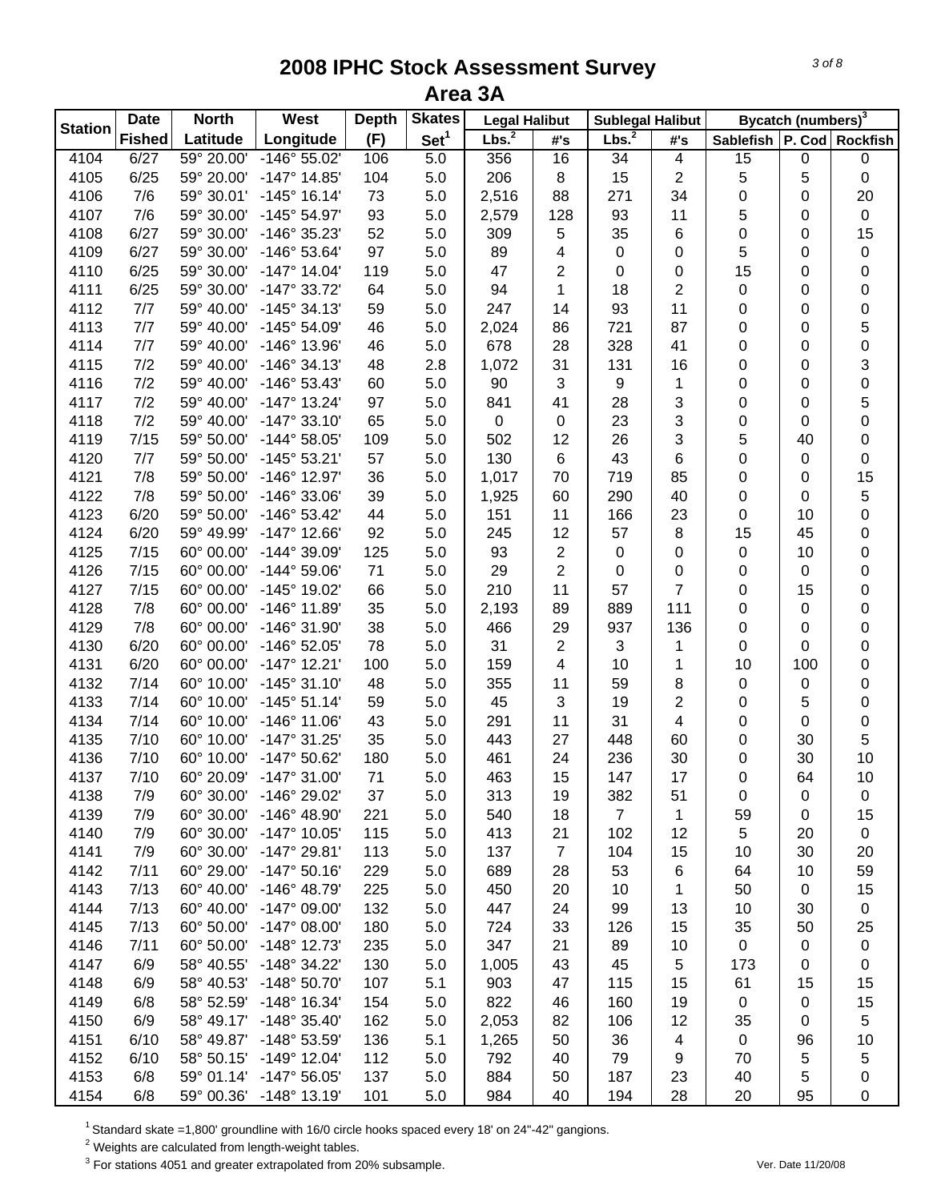# 2008 IPHC Stock Assessment Survey
## Area 3A

| Station | Date Fished | North Latitude | West Longitude | Depth (F) | Skates Set[1] | Legal Halibut | | Sublegal Halibut | | Bycatch (numbers)[3] | | |
|---|---|---|---|---|---|---|---|---|---|---|---|---|
| | | | | | | Lbs.[2] | #'s | Lbs.[2] | #'s | Sablefish | P. Cod | Rockfish |
| 4104 | 6/27 | 59° 20.00' | -146° 55.02' | 106 | 5.0 | 356 | 16 | 34 | 4 | 15 | 0 | 0 |
| 4105 | 6/25 | 59° 20.00' | -147° 14.85' | 104 | 5.0 | 206 | 8 | 15 | 2 | 5 | 5 | 0 |
| 4106 | 7/6 | 59° 30.01' | -145° 16.14' | 73 | 5.0 | 2,516 | 88 | 271 | 34 | 0 | 0 | 20 |
| 4107 | 7/6 | 59° 30.00' | -145° 54.97' | 93 | 5.0 | 2,579 | 128 | 93 | 11 | 5 | 0 | 0 |
| 4108 | 6/27 | 59° 30.00' | -146° 35.23' | 52 | 5.0 | 309 | 5 | 35 | 6 | 0 | 0 | 15 |
| 4109 | 6/27 | 59° 30.00' | -146° 53.64' | 97 | 5.0 | 89 | 4 | 0 | 0 | 5 | 0 | 0 |
| 4110 | 6/25 | 59° 30.00' | -147° 14.04' | 119 | 5.0 | 47 | 2 | 0 | 0 | 15 | 0 | 0 |
| 4111 | 6/25 | 59° 30.00' | -147° 33.72' | 64 | 5.0 | 94 | 1 | 18 | 2 | 0 | 0 | 0 |
| 4112 | 7/7 | 59° 40.00' | -145° 34.13' | 59 | 5.0 | 247 | 14 | 93 | 11 | 0 | 0 | 0 |
| 4113 | 7/7 | 59° 40.00' | -145° 54.09' | 46 | 5.0 | 2,024 | 86 | 721 | 87 | 0 | 0 | 5 |
| 4114 | 7/7 | 59° 40.00' | -146° 13.96' | 46 | 5.0 | 678 | 28 | 328 | 41 | 0 | 0 | 0 |
| 4115 | 7/2 | 59° 40.00' | -146° 34.13' | 48 | 2.8 | 1,072 | 31 | 131 | 16 | 0 | 0 | 3 |
| 4116 | 7/2 | 59° 40.00' | -146° 53.43' | 60 | 5.0 | 90 | 3 | 9 | 1 | 0 | 0 | 0 |
| 4117 | 7/2 | 59° 40.00' | -147° 13.24' | 97 | 5.0 | 841 | 41 | 28 | 3 | 0 | 0 | 5 |
| 4118 | 7/2 | 59° 40.00' | -147° 33.10' | 65 | 5.0 | 0 | 0 | 23 | 3 | 0 | 0 | 0 |
| 4119 | 7/15 | 59° 50.00' | -144° 58.05' | 109 | 5.0 | 502 | 12 | 26 | 3 | 5 | 40 | 0 |
| 4120 | 7/7 | 59° 50.00' | -145° 53.21' | 57 | 5.0 | 130 | 6 | 43 | 6 | 0 | 0 | 0 |
| 4121 | 7/8 | 59° 50.00' | -146° 12.97' | 36 | 5.0 | 1,017 | 70 | 719 | 85 | 0 | 0 | 15 |
| 4122 | 7/8 | 59° 50.00' | -146° 33.06' | 39 | 5.0 | 1,925 | 60 | 290 | 40 | 0 | 0 | 5 |
| 4123 | 6/20 | 59° 50.00' | -146° 53.42' | 44 | 5.0 | 151 | 11 | 166 | 23 | 0 | 10 | 0 |
| 4124 | 6/20 | 59° 49.99' | -147° 12.66' | 92 | 5.0 | 245 | 12 | 57 | 8 | 15 | 45 | 0 |
| 4125 | 7/15 | 60° 00.00' | -144° 39.09' | 125 | 5.0 | 93 | 2 | 0 | 0 | 0 | 10 | 0 |
| 4126 | 7/15 | 60° 00.00' | -144° 59.06' | 71 | 5.0 | 29 | 2 | 0 | 0 | 0 | 0 | 0 |
| 4127 | 7/15 | 60° 00.00' | -145° 19.02' | 66 | 5.0 | 210 | 11 | 57 | 7 | 0 | 15 | 0 |
| 4128 | 7/8 | 60° 00.00' | -146° 11.89' | 35 | 5.0 | 2,193 | 89 | 889 | 111 | 0 | 0 | 0 |
| 4129 | 7/8 | 60° 00.00' | -146° 31.90' | 38 | 5.0 | 466 | 29 | 937 | 136 | 0 | 0 | 0 |
| 4130 | 6/20 | 60° 00.00' | -146° 52.05' | 78 | 5.0 | 31 | 2 | 3 | 1 | 0 | 0 | 0 |
| 4131 | 6/20 | 60° 00.00' | -147° 12.21' | 100 | 5.0 | 159 | 4 | 10 | 1 | 10 | 100 | 0 |
| 4132 | 7/14 | 60° 10.00' | -145° 31.10' | 48 | 5.0 | 355 | 11 | 59 | 8 | 0 | 0 | 0 |
| 4133 | 7/14 | 60° 10.00' | -145° 51.14' | 59 | 5.0 | 45 | 3 | 19 | 2 | 0 | 5 | 0 |
| 4134 | 7/14 | 60° 10.00' | -146° 11.06' | 43 | 5.0 | 291 | 11 | 31 | 4 | 0 | 0 | 0 |
| 4135 | 7/10 | 60° 10.00' | -147° 31.25' | 35 | 5.0 | 443 | 27 | 448 | 60 | 0 | 30 | 5 |
| 4136 | 7/10 | 60° 10.00' | -147° 50.62' | 180 | 5.0 | 461 | 24 | 236 | 30 | 0 | 30 | 10 |
| 4137 | 7/10 | 60° 20.09' | -147° 31.00' | 71 | 5.0 | 463 | 15 | 147 | 17 | 0 | 64 | 10 |
| 4138 | 7/9 | 60° 30.00' | -146° 29.02' | 37 | 5.0 | 313 | 19 | 382 | 51 | 0 | 0 | 0 |
| 4139 | 7/9 | 60° 30.00' | -146° 48.90' | 221 | 5.0 | 540 | 18 | 7 | 1 | 59 | 0 | 15 |
| 4140 | 7/9 | 60° 30.00' | -147° 10.05' | 115 | 5.0 | 413 | 21 | 102 | 12 | 5 | 20 | 0 |
| 4141 | 7/9 | 60° 30.00' | -147° 29.81' | 113 | 5.0 | 137 | 7 | 104 | 15 | 10 | 30 | 20 |
| 4142 | 7/11 | 60° 29.00' | -147° 50.16' | 229 | 5.0 | 689 | 28 | 53 | 6 | 64 | 10 | 59 |
| 4143 | 7/13 | 60° 40.00' | -146° 48.79' | 225 | 5.0 | 450 | 20 | 10 | 1 | 50 | 0 | 15 |
| 4144 | 7/13 | 60° 40.00' | -147° 09.00' | 132 | 5.0 | 447 | 24 | 99 | 13 | 10 | 30 | 0 |
| 4145 | 7/13 | 60° 50.00' | -147° 08.00' | 180 | 5.0 | 724 | 33 | 126 | 15 | 35 | 50 | 25 |
| 4146 | 7/11 | 60° 50.00' | -148° 12.73' | 235 | 5.0 | 347 | 21 | 89 | 10 | 0 | 0 | 0 |
| 4147 | 6/9 | 58° 40.55' | -148° 34.22' | 130 | 5.0 | 1,005 | 43 | 45 | 5 | 173 | 0 | 0 |
| 4148 | 6/9 | 58° 40.53' | -148° 50.70' | 107 | 5.1 | 903 | 47 | 115 | 15 | 61 | 15 | 15 |
| 4149 | 6/8 | 58° 52.59' | -148° 16.34' | 154 | 5.0 | 822 | 46 | 160 | 19 | 0 | 0 | 15 |
| 4150 | 6/9 | 58° 49.17' | -148° 35.40' | 162 | 5.0 | 2,053 | 82 | 106 | 12 | 35 | 0 | 5 |
| 4151 | 6/10 | 58° 49.87' | -148° 53.59' | 136 | 5.1 | 1,265 | 50 | 36 | 4 | 0 | 96 | 10 |
| 4152 | 6/10 | 58° 50.15' | -149° 12.04' | 112 | 5.0 | 792 | 40 | 79 | 9 | 70 | 5 | 5 |
| 4153 | 6/8 | 59° 01.14' | -147° 56.05' | 137 | 5.0 | 884 | 50 | 187 | 23 | 40 | 5 | 0 |
| 4154 | 6/8 | 59° 00.36' | -148° 13.19' | 101 | 5.0 | 984 | 40 | 194 | 28 | 20 | 95 | 0 |

[1] Standard skate =1,800' groundline with 16/0 circle hooks spaced every 18' on 24"-42" gangions.

[2] Weights are calculated from length-weight tables.

[3] For stations 4051 and greater extrapolated from 20% subsample.

Ver. Date 11/20/08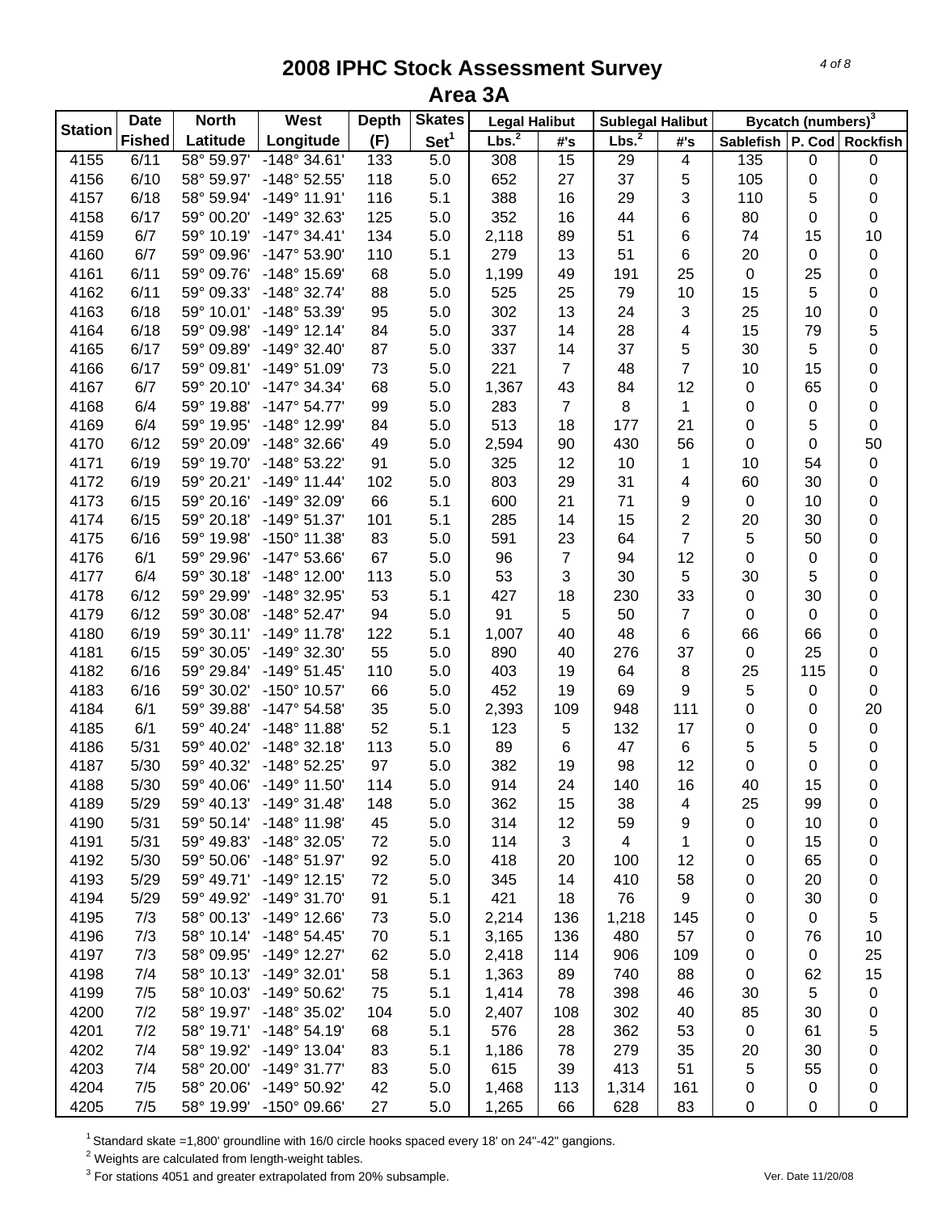# 2008 IPHC Stock Assessment Survey
## Area 3A

| Station | Date | North | West | Depth | Skates | Legal Halibut | | Sublegal Halibut | | Bycatch (numbers)[3] | | |
|---|---|---|---|---|---|---|---|---|---|---|---|---|
| | Fished | Latitude | Longitude | (F) | Set[1] | Lbs.[2] | #'s | Lbs.[2] | #'s | Sablefish | P. Cod | Rockfish |
| 4155 | 6/11 | 58° 59.97' | -148° 34.61' | 133 | 5.0 | 308 | 15 | 29 | 4 | 135 | 0 | 0 |
| 4156 | 6/10 | 58° 59.97' | -148° 52.55' | 118 | 5.0 | 652 | 27 | 37 | 5 | 105 | 0 | 0 |
| 4157 | 6/18 | 58° 59.94' | -149° 11.91' | 116 | 5.1 | 388 | 16 | 29 | 3 | 110 | 5 | 0 |
| 4158 | 6/17 | 59° 00.20' | -149° 32.63' | 125 | 5.0 | 352 | 16 | 44 | 6 | 80 | 0 | 0 |
| 4159 | 6/7 | 59° 10.19' | -147° 34.41' | 134 | 5.0 | 2,118 | 89 | 51 | 6 | 74 | 15 | 10 |
| 4160 | 6/7 | 59° 09.96' | -147° 53.90' | 110 | 5.1 | 279 | 13 | 51 | 6 | 20 | 0 | 0 |
| 4161 | 6/11 | 59° 09.76' | -148° 15.69' | 68 | 5.0 | 1,199 | 49 | 191 | 25 | 0 | 25 | 0 |
| 4162 | 6/11 | 59° 09.33' | -148° 32.74' | 88 | 5.0 | 525 | 25 | 79 | 10 | 15 | 5 | 0 |
| 4163 | 6/18 | 59° 10.01' | -148° 53.39' | 95 | 5.0 | 302 | 13 | 24 | 3 | 25 | 10 | 0 |
| 4164 | 6/18 | 59° 09.98' | -149° 12.14' | 84 | 5.0 | 337 | 14 | 28 | 4 | 15 | 79 | 5 |
| 4165 | 6/17 | 59° 09.89' | -149° 32.40' | 87 | 5.0 | 337 | 14 | 37 | 5 | 30 | 5 | 0 |
| 4166 | 6/17 | 59° 09.81' | -149° 51.09' | 73 | 5.0 | 221 | 7 | 48 | 7 | 10 | 15 | 0 |
| 4167 | 6/7 | 59° 20.10' | -147° 34.34' | 68 | 5.0 | 1,367 | 43 | 84 | 12 | 0 | 65 | 0 |
| 4168 | 6/4 | 59° 19.88' | -147° 54.77' | 99 | 5.0 | 283 | 7 | 8 | 1 | 0 | 0 | 0 |
| 4169 | 6/4 | 59° 19.95' | -148° 12.99' | 84 | 5.0 | 513 | 18 | 177 | 21 | 0 | 5 | 0 |
| 4170 | 6/12 | 59° 20.09' | -148° 32.66' | 49 | 5.0 | 2,594 | 90 | 430 | 56 | 0 | 0 | 50 |
| 4171 | 6/19 | 59° 19.70' | -148° 53.22' | 91 | 5.0 | 325 | 12 | 10 | 1 | 10 | 54 | 0 |
| 4172 | 6/19 | 59° 20.21' | -149° 11.44' | 102 | 5.0 | 803 | 29 | 31 | 4 | 60 | 30 | 0 |
| 4173 | 6/15 | 59° 20.16' | -149° 32.09' | 66 | 5.1 | 600 | 21 | 71 | 9 | 0 | 10 | 0 |
| 4174 | 6/15 | 59° 20.18' | -149° 51.37' | 101 | 5.1 | 285 | 14 | 15 | 2 | 20 | 30 | 0 |
| 4175 | 6/16 | 59° 19.98' | -150° 11.38' | 83 | 5.0 | 591 | 23 | 64 | 7 | 5 | 50 | 0 |
| 4176 | 6/1 | 59° 29.96' | -147° 53.66' | 67 | 5.0 | 96 | 7 | 94 | 12 | 0 | 0 | 0 |
| 4177 | 6/4 | 59° 30.18' | -148° 12.00' | 113 | 5.0 | 53 | 3 | 30 | 5 | 30 | 5 | 0 |
| 4178 | 6/12 | 59° 29.99' | -148° 32.95' | 53 | 5.1 | 427 | 18 | 230 | 33 | 0 | 30 | 0 |
| 4179 | 6/12 | 59° 30.08' | -148° 52.47' | 94 | 5.0 | 91 | 5 | 50 | 7 | 0 | 0 | 0 |
| 4180 | 6/19 | 59° 30.11' | -149° 11.78' | 122 | 5.1 | 1,007 | 40 | 48 | 6 | 66 | 66 | 0 |
| 4181 | 6/15 | 59° 30.05' | -149° 32.30' | 55 | 5.0 | 890 | 40 | 276 | 37 | 0 | 25 | 0 |
| 4182 | 6/16 | 59° 29.84' | -149° 51.45' | 110 | 5.0 | 403 | 19 | 64 | 8 | 25 | 115 | 0 |
| 4183 | 6/16 | 59° 30.02' | -150° 10.57' | 66 | 5.0 | 452 | 19 | 69 | 9 | 5 | 0 | 0 |
| 4184 | 6/1 | 59° 39.88' | -147° 54.58' | 35 | 5.0 | 2,393 | 109 | 948 | 111 | 0 | 0 | 20 |
| 4185 | 6/1 | 59° 40.24' | -148° 11.88' | 52 | 5.1 | 123 | 5 | 132 | 17 | 0 | 0 | 0 |
| 4186 | 5/31 | 59° 40.02' | -148° 32.18' | 113 | 5.0 | 89 | 6 | 47 | 6 | 5 | 5 | 0 |
| 4187 | 5/30 | 59° 40.32' | -148° 52.25' | 97 | 5.0 | 382 | 19 | 98 | 12 | 0 | 0 | 0 |
| 4188 | 5/30 | 59° 40.06' | -149° 11.50' | 114 | 5.0 | 914 | 24 | 140 | 16 | 40 | 15 | 0 |
| 4189 | 5/29 | 59° 40.13' | -149° 31.48' | 148 | 5.0 | 362 | 15 | 38 | 4 | 25 | 99 | 0 |
| 4190 | 5/31 | 59° 50.14' | -148° 11.98' | 45 | 5.0 | 314 | 12 | 59 | 9 | 0 | 10 | 0 |
| 4191 | 5/31 | 59° 49.83' | -148° 32.05' | 72 | 5.0 | 114 | 3 | 4 | 1 | 0 | 15 | 0 |
| 4192 | 5/30 | 59° 50.06' | -148° 51.97' | 92 | 5.0 | 418 | 20 | 100 | 12 | 0 | 65 | 0 |
| 4193 | 5/29 | 59° 49.71' | -149° 12.15' | 72 | 5.0 | 345 | 14 | 410 | 58 | 0 | 20 | 0 |
| 4194 | 5/29 | 59° 49.92' | -149° 31.70' | 91 | 5.1 | 421 | 18 | 76 | 9 | 0 | 30 | 0 |
| 4195 | 7/3 | 58° 00.13' | -149° 12.66' | 73 | 5.0 | 2,214 | 136 | 1,218 | 145 | 0 | 0 | 5 |
| 4196 | 7/3 | 58° 10.14' | -148° 54.45' | 70 | 5.1 | 3,165 | 136 | 480 | 57 | 0 | 76 | 10 |
| 4197 | 7/3 | 58° 09.95' | -149° 12.27' | 62 | 5.0 | 2,418 | 114 | 906 | 109 | 0 | 0 | 25 |
| 4198 | 7/4 | 58° 10.13' | -149° 32.01' | 58 | 5.1 | 1,363 | 89 | 740 | 88 | 0 | 62 | 15 |
| 4199 | 7/5 | 58° 10.03' | -149° 50.62' | 75 | 5.1 | 1,414 | 78 | 398 | 46 | 30 | 5 | 0 |
| 4200 | 7/2 | 58° 19.97' | -148° 35.02' | 104 | 5.0 | 2,407 | 108 | 302 | 40 | 85 | 30 | 0 |
| 4201 | 7/2 | 58° 19.71' | -148° 54.19' | 68 | 5.1 | 576 | 28 | 362 | 53 | 0 | 61 | 5 |
| 4202 | 7/4 | 58° 19.92' | -149° 13.04' | 83 | 5.1 | 1,186 | 78 | 279 | 35 | 20 | 30 | 0 |
| 4203 | 7/4 | 58° 20.00' | -149° 31.77' | 83 | 5.0 | 615 | 39 | 413 | 51 | 5 | 55 | 0 |
| 4204 | 7/5 | 58° 20.06' | -149° 50.92' | 42 | 5.0 | 1,468 | 113 | 1,314 | 161 | 0 | 0 | 0 |
| 4205 | 7/5 | 58° 19.99' | -150° 09.66' | 27 | 5.0 | 1,265 | 66 | 628 | 83 | 0 | 0 | 0 |

[1] Standard skate =1,800' groundline with 16/0 circle hooks spaced every 18' on 24"-42" gangions.

[2] Weights are calculated from length-weight tables.

[3] For stations 4051 and greater extrapolated from 20% subsample.

Ver. Date 11/20/08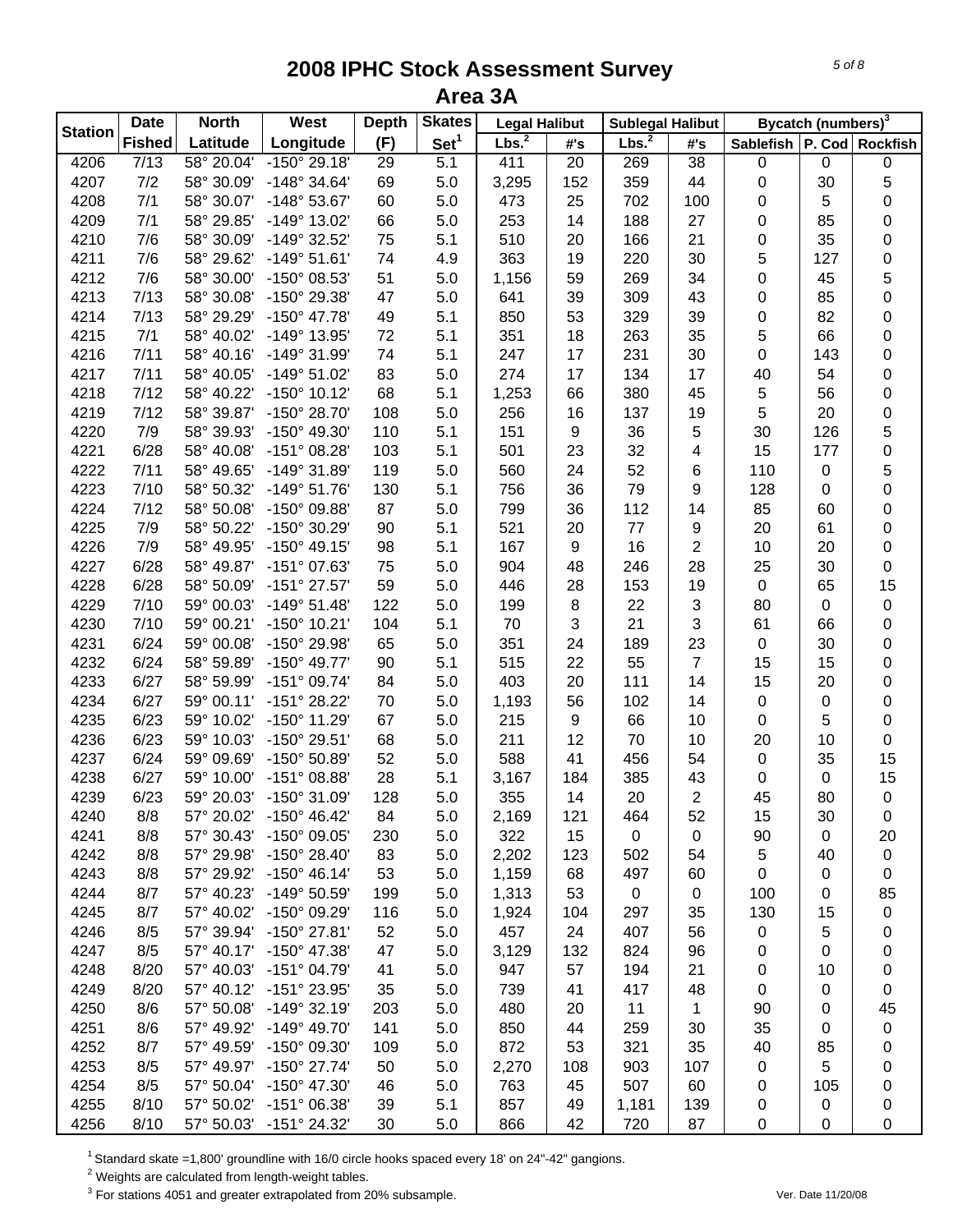# 2008 IPHC Stock Assessment Survey
## Area 3A

| Station | Date | North | West | Depth | Skates | Legal Halibut | | Sublegal Halibut | | Bycatch (numbers)[3] | | |
|---|---|---|---|---|---|---|---|---|---|---|---|---|
| | Fished | Latitude | Longitude | (F) | Set[1] | Lbs.[2] | #'s | Lbs.[2] | #'s | Sablefish | P. Cod | Rockfish |
| 4206 | 7/13 | 58° 20.04' | -150° 29.18' | 29 | 5.1 | 411 | 20 | 269 | 38 | 0 | 0 | 0 |
| 4207 | 7/2 | 58° 30.09' | -148° 34.64' | 69 | 5.0 | 3,295 | 152 | 359 | 44 | 0 | 30 | 5 |
| 4208 | 7/1 | 58° 30.07' | -148° 53.67' | 60 | 5.0 | 473 | 25 | 702 | 100 | 0 | 5 | 0 |
| 4209 | 7/1 | 58° 29.85' | -149° 13.02' | 66 | 5.0 | 253 | 14 | 188 | 27 | 0 | 85 | 0 |
| 4210 | 7/6 | 58° 30.09' | -149° 32.52' | 75 | 5.1 | 510 | 20 | 166 | 21 | 0 | 35 | 0 |
| 4211 | 7/6 | 58° 29.62' | -149° 51.61' | 74 | 4.9 | 363 | 19 | 220 | 30 | 5 | 127 | 0 |
| 4212 | 7/6 | 58° 30.00' | -150° 08.53' | 51 | 5.0 | 1,156 | 59 | 269 | 34 | 0 | 45 | 5 |
| 4213 | 7/13 | 58° 30.08' | -150° 29.38' | 47 | 5.0 | 641 | 39 | 309 | 43 | 0 | 85 | 0 |
| 4214 | 7/13 | 58° 29.29' | -150° 47.78' | 49 | 5.1 | 850 | 53 | 329 | 39 | 0 | 82 | 0 |
| 4215 | 7/1 | 58° 40.02' | -149° 13.95' | 72 | 5.1 | 351 | 18 | 263 | 35 | 5 | 66 | 0 |
| 4216 | 7/11 | 58° 40.16' | -149° 31.99' | 74 | 5.1 | 247 | 17 | 231 | 30 | 0 | 143 | 0 |
| 4217 | 7/11 | 58° 40.05' | -149° 51.02' | 83 | 5.0 | 274 | 17 | 134 | 17 | 40 | 54 | 0 |
| 4218 | 7/12 | 58° 40.22' | -150° 10.12' | 68 | 5.1 | 1,253 | 66 | 380 | 45 | 5 | 56 | 0 |
| 4219 | 7/12 | 58° 39.87' | -150° 28.70' | 108 | 5.0 | 256 | 16 | 137 | 19 | 5 | 20 | 0 |
| 4220 | 7/9 | 58° 39.93' | -150° 49.30' | 110 | 5.1 | 151 | 9 | 36 | 5 | 30 | 126 | 5 |
| 4221 | 6/28 | 58° 40.08' | -151° 08.28' | 103 | 5.1 | 501 | 23 | 32 | 4 | 15 | 177 | 0 |
| 4222 | 7/11 | 58° 49.65' | -149° 31.89' | 119 | 5.0 | 560 | 24 | 52 | 6 | 110 | 0 | 5 |
| 4223 | 7/10 | 58° 50.32' | -149° 51.76' | 130 | 5.1 | 756 | 36 | 79 | 9 | 128 | 0 | 0 |
| 4224 | 7/12 | 58° 50.08' | -150° 09.88' | 87 | 5.0 | 799 | 36 | 112 | 14 | 85 | 60 | 0 |
| 4225 | 7/9 | 58° 50.22' | -150° 30.29' | 90 | 5.1 | 521 | 20 | 77 | 9 | 20 | 61 | 0 |
| 4226 | 7/9 | 58° 49.95' | -150° 49.15' | 98 | 5.1 | 167 | 9 | 16 | 2 | 10 | 20 | 0 |
| 4227 | 6/28 | 58° 49.87' | -151° 07.63' | 75 | 5.0 | 904 | 48 | 246 | 28 | 25 | 30 | 0 |
| 4228 | 6/28 | 58° 50.09' | -151° 27.57' | 59 | 5.0 | 446 | 28 | 153 | 19 | 0 | 65 | 15 |
| 4229 | 7/10 | 59° 00.03' | -149° 51.48' | 122 | 5.0 | 199 | 8 | 22 | 3 | 80 | 0 | 0 |
| 4230 | 7/10 | 59° 00.21' | -150° 10.21' | 104 | 5.1 | 70 | 3 | 21 | 3 | 61 | 66 | 0 |
| 4231 | 6/24 | 59° 00.08' | -150° 29.98' | 65 | 5.0 | 351 | 24 | 189 | 23 | 0 | 30 | 0 |
| 4232 | 6/24 | 58° 59.89' | -150° 49.77' | 90 | 5.1 | 515 | 22 | 55 | 7 | 15 | 15 | 0 |
| 4233 | 6/27 | 58° 59.99' | -151° 09.74' | 84 | 5.0 | 403 | 20 | 111 | 14 | 15 | 20 | 0 |
| 4234 | 6/27 | 59° 00.11' | -151° 28.22' | 70 | 5.0 | 1,193 | 56 | 102 | 14 | 0 | 0 | 0 |
| 4235 | 6/23 | 59° 10.02' | -150° 11.29' | 67 | 5.0 | 215 | 9 | 66 | 10 | 0 | 5 | 0 |
| 4236 | 6/23 | 59° 10.03' | -150° 29.51' | 68 | 5.0 | 211 | 12 | 70 | 10 | 20 | 10 | 0 |
| 4237 | 6/24 | 59° 09.69' | -150° 50.89' | 52 | 5.0 | 588 | 41 | 456 | 54 | 0 | 35 | 15 |
| 4238 | 6/27 | 59° 10.00' | -151° 08.88' | 28 | 5.1 | 3,167 | 184 | 385 | 43 | 0 | 0 | 15 |
| 4239 | 6/23 | 59° 20.03' | -150° 31.09' | 128 | 5.0 | 355 | 14 | 20 | 2 | 45 | 80 | 0 |
| 4240 | 8/8 | 57° 20.02' | -150° 46.42' | 84 | 5.0 | 2,169 | 121 | 464 | 52 | 15 | 30 | 0 |
| 4241 | 8/8 | 57° 30.43' | -150° 09.05' | 230 | 5.0 | 322 | 15 | 0 | 0 | 90 | 0 | 20 |
| 4242 | 8/8 | 57° 29.98' | -150° 28.40' | 83 | 5.0 | 2,202 | 123 | 502 | 54 | 5 | 40 | 0 |
| 4243 | 8/8 | 57° 29.92' | -150° 46.14' | 53 | 5.0 | 1,159 | 68 | 497 | 60 | 0 | 0 | 0 |
| 4244 | 8/7 | 57° 40.23' | -149° 50.59' | 199 | 5.0 | 1,313 | 53 | 0 | 0 | 100 | 0 | 85 |
| 4245 | 8/7 | 57° 40.02' | -150° 09.29' | 116 | 5.0 | 1,924 | 104 | 297 | 35 | 130 | 15 | 0 |
| 4246 | 8/5 | 57° 39.94' | -150° 27.81' | 52 | 5.0 | 457 | 24 | 407 | 56 | 0 | 5 | 0 |
| 4247 | 8/5 | 57° 40.17' | -150° 47.38' | 47 | 5.0 | 3,129 | 132 | 824 | 96 | 0 | 0 | 0 |
| 4248 | 8/20 | 57° 40.03' | -151° 04.79' | 41 | 5.0 | 947 | 57 | 194 | 21 | 0 | 10 | 0 |
| 4249 | 8/20 | 57° 40.12' | -151° 23.95' | 35 | 5.0 | 739 | 41 | 417 | 48 | 0 | 0 | 0 |
| 4250 | 8/6 | 57° 50.08' | -149° 32.19' | 203 | 5.0 | 480 | 20 | 11 | 1 | 90 | 0 | 45 |
| 4251 | 8/6 | 57° 49.92' | -149° 49.70' | 141 | 5.0 | 850 | 44 | 259 | 30 | 35 | 0 | 0 |
| 4252 | 8/7 | 57° 49.59' | -150° 09.30' | 109 | 5.0 | 872 | 53 | 321 | 35 | 40 | 85 | 0 |
| 4253 | 8/5 | 57° 49.97' | -150° 27.74' | 50 | 5.0 | 2,270 | 108 | 903 | 107 | 0 | 5 | 0 |
| 4254 | 8/5 | 57° 50.04' | -150° 47.30' | 46 | 5.0 | 763 | 45 | 507 | 60 | 0 | 105 | 0 |
| 4255 | 8/10 | 57° 50.02' | -151° 06.38' | 39 | 5.1 | 857 | 49 | 1,181 | 139 | 0 | 0 | 0 |
| 4256 | 8/10 | 57° 50.03' | -151° 24.32' | 30 | 5.0 | 866 | 42 | 720 | 87 | 0 | 0 | 0 |

[1] Standard skate =1,800' groundline with 16/0 circle hooks spaced every 18' on 24"-42" gangions.

[2] Weights are calculated from length-weight tables.

[3] For stations 4051 and greater extrapolated from 20% subsample.

Ver. Date 11/20/08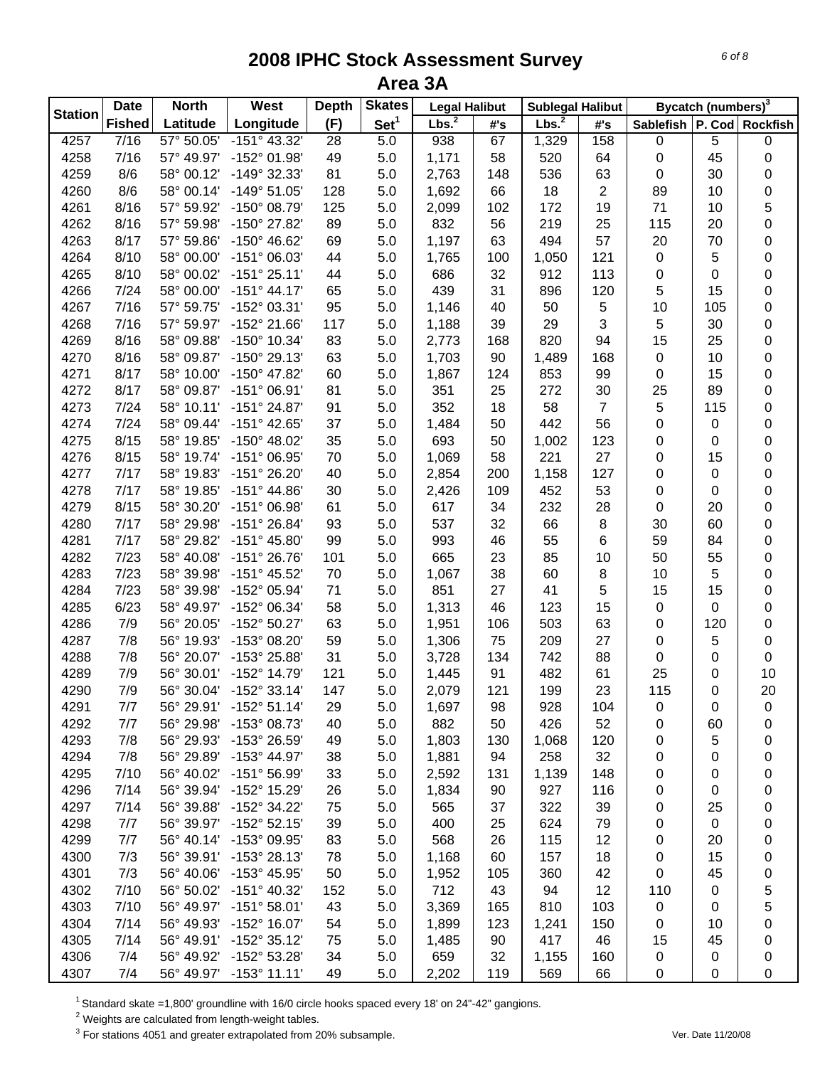# 2008 IPHC Stock Assessment Survey
## Area 3A

| Station | Date Fished | North Latitude | West Longitude | Depth (F) | Skates Set[1] | Legal Halibut | | Sublegal Halibut | | Bycatch (numbers)[3] | | |
|---|---|---|---|---|---|---|---|---|---|---|---|---|
| | | | | | | Lbs.[2] | #'s | Lbs.[2] | #'s | Sablefish | P. Cod | Rockfish |
| 4257 | 7/16 | 57° 50.05' | -151° 43.32' | 28 | 5.0 | 938 | 67 | 1,329 | 158 | 0 | 5 | 0 |
| 4258 | 7/16 | 57° 49.97' | -152° 01.98' | 49 | 5.0 | 1,171 | 58 | 520 | 64 | 0 | 45 | 0 |
| 4259 | 8/6 | 58° 00.12' | -149° 32.33' | 81 | 5.0 | 2,763 | 148 | 536 | 63 | 0 | 30 | 0 |
| 4260 | 8/6 | 58° 00.14' | -149° 51.05' | 128 | 5.0 | 1,692 | 66 | 18 | 2 | 89 | 10 | 0 |
| 4261 | 8/16 | 57° 59.92' | -150° 08.79' | 125 | 5.0 | 2,099 | 102 | 172 | 19 | 71 | 10 | 5 |
| 4262 | 8/16 | 57° 59.98' | -150° 27.82' | 89 | 5.0 | 832 | 56 | 219 | 25 | 115 | 20 | 0 |
| 4263 | 8/17 | 57° 59.86' | -150° 46.62' | 69 | 5.0 | 1,197 | 63 | 494 | 57 | 20 | 70 | 0 |
| 4264 | 8/10 | 58° 00.00' | -151° 06.03' | 44 | 5.0 | 1,765 | 100 | 1,050 | 121 | 0 | 5 | 0 |
| 4265 | 8/10 | 58° 00.02' | -151° 25.11' | 44 | 5.0 | 686 | 32 | 912 | 113 | 0 | 0 | 0 |
| 4266 | 7/24 | 58° 00.00' | -151° 44.17' | 65 | 5.0 | 439 | 31 | 896 | 120 | 5 | 15 | 0 |
| 4267 | 7/16 | 57° 59.75' | -152° 03.31' | 95 | 5.0 | 1,146 | 40 | 50 | 5 | 10 | 105 | 0 |
| 4268 | 7/16 | 57° 59.97' | -152° 21.66' | 117 | 5.0 | 1,188 | 39 | 29 | 3 | 5 | 30 | 0 |
| 4269 | 8/16 | 58° 09.88' | -150° 10.34' | 83 | 5.0 | 2,773 | 168 | 820 | 94 | 15 | 25 | 0 |
| 4270 | 8/16 | 58° 09.87' | -150° 29.13' | 63 | 5.0 | 1,703 | 90 | 1,489 | 168 | 0 | 10 | 0 |
| 4271 | 8/17 | 58° 10.00' | -150° 47.82' | 60 | 5.0 | 1,867 | 124 | 853 | 99 | 0 | 15 | 0 |
| 4272 | 8/17 | 58° 09.87' | -151° 06.91' | 81 | 5.0 | 351 | 25 | 272 | 30 | 25 | 89 | 0 |
| 4273 | 7/24 | 58° 10.11' | -151° 24.87' | 91 | 5.0 | 352 | 18 | 58 | 7 | 5 | 115 | 0 |
| 4274 | 7/24 | 58° 09.44' | -151° 42.65' | 37 | 5.0 | 1,484 | 50 | 442 | 56 | 0 | 0 | 0 |
| 4275 | 8/15 | 58° 19.85' | -150° 48.02' | 35 | 5.0 | 693 | 50 | 1,002 | 123 | 0 | 0 | 0 |
| 4276 | 8/15 | 58° 19.74' | -151° 06.95' | 70 | 5.0 | 1,069 | 58 | 221 | 27 | 0 | 15 | 0 |
| 4277 | 7/17 | 58° 19.83' | -151° 26.20' | 40 | 5.0 | 2,854 | 200 | 1,158 | 127 | 0 | 0 | 0 |
| 4278 | 7/17 | 58° 19.85' | -151° 44.86' | 30 | 5.0 | 2,426 | 109 | 452 | 53 | 0 | 0 | 0 |
| 4279 | 8/15 | 58° 30.20' | -151° 06.98' | 61 | 5.0 | 617 | 34 | 232 | 28 | 0 | 20 | 0 |
| 4280 | 7/17 | 58° 29.98' | -151° 26.84' | 93 | 5.0 | 537 | 32 | 66 | 8 | 30 | 60 | 0 |
| 4281 | 7/17 | 58° 29.82' | -151° 45.80' | 99 | 5.0 | 993 | 46 | 55 | 6 | 59 | 84 | 0 |
| 4282 | 7/23 | 58° 40.08' | -151° 26.76' | 101 | 5.0 | 665 | 23 | 85 | 10 | 50 | 55 | 0 |
| 4283 | 7/23 | 58° 39.98' | -151° 45.52' | 70 | 5.0 | 1,067 | 38 | 60 | 8 | 10 | 5 | 0 |
| 4284 | 7/23 | 58° 39.98' | -152° 05.94' | 71 | 5.0 | 851 | 27 | 41 | 5 | 15 | 15 | 0 |
| 4285 | 6/23 | 58° 49.97' | -152° 06.34' | 58 | 5.0 | 1,313 | 46 | 123 | 15 | 0 | 0 | 0 |
| 4286 | 7/9 | 56° 20.05' | -152° 50.27' | 63 | 5.0 | 1,951 | 106 | 503 | 63 | 0 | 120 | 0 |
| 4287 | 7/8 | 56° 19.93' | -153° 08.20' | 59 | 5.0 | 1,306 | 75 | 209 | 27 | 0 | 5 | 0 |
| 4288 | 7/8 | 56° 20.07' | -153° 25.88' | 31 | 5.0 | 3,728 | 134 | 742 | 88 | 0 | 0 | 0 |
| 4289 | 7/9 | 56° 30.01' | -152° 14.79' | 121 | 5.0 | 1,445 | 91 | 482 | 61 | 25 | 0 | 10 |
| 4290 | 7/9 | 56° 30.04' | -152° 33.14' | 147 | 5.0 | 2,079 | 121 | 199 | 23 | 115 | 0 | 20 |
| 4291 | 7/7 | 56° 29.91' | -152° 51.14' | 29 | 5.0 | 1,697 | 98 | 928 | 104 | 0 | 0 | 0 |
| 4292 | 7/7 | 56° 29.98' | -153° 08.73' | 40 | 5.0 | 882 | 50 | 426 | 52 | 0 | 60 | 0 |
| 4293 | 7/8 | 56° 29.93' | -153° 26.59' | 49 | 5.0 | 1,803 | 130 | 1,068 | 120 | 0 | 5 | 0 |
| 4294 | 7/8 | 56° 29.89' | -153° 44.97' | 38 | 5.0 | 1,881 | 94 | 258 | 32 | 0 | 0 | 0 |
| 4295 | 7/10 | 56° 40.02' | -151° 56.99' | 33 | 5.0 | 2,592 | 131 | 1,139 | 148 | 0 | 0 | 0 |
| 4296 | 7/14 | 56° 39.94' | -152° 15.29' | 26 | 5.0 | 1,834 | 90 | 927 | 116 | 0 | 0 | 0 |
| 4297 | 7/14 | 56° 39.88' | -152° 34.22' | 75 | 5.0 | 565 | 37 | 322 | 39 | 0 | 25 | 0 |
| 4298 | 7/7 | 56° 39.97' | -152° 52.15' | 39 | 5.0 | 400 | 25 | 624 | 79 | 0 | 0 | 0 |
| 4299 | 7/7 | 56° 40.14' | -153° 09.95' | 83 | 5.0 | 568 | 26 | 115 | 12 | 0 | 20 | 0 |
| 4300 | 7/3 | 56° 39.91' | -153° 28.13' | 78 | 5.0 | 1,168 | 60 | 157 | 18 | 0 | 15 | 0 |
| 4301 | 7/3 | 56° 40.06' | -153° 45.95' | 50 | 5.0 | 1,952 | 105 | 360 | 42 | 0 | 45 | 0 |
| 4302 | 7/10 | 56° 50.02' | -151° 40.32' | 152 | 5.0 | 712 | 43 | 94 | 12 | 110 | 0 | 5 |
| 4303 | 7/10 | 56° 49.97' | -151° 58.01' | 43 | 5.0 | 3,369 | 165 | 810 | 103 | 0 | 0 | 5 |
| 4304 | 7/14 | 56° 49.93' | -152° 16.07' | 54 | 5.0 | 1,899 | 123 | 1,241 | 150 | 0 | 10 | 0 |
| 4305 | 7/14 | 56° 49.91' | -152° 35.12' | 75 | 5.0 | 1,485 | 90 | 417 | 46 | 15 | 45 | 0 |
| 4306 | 7/4 | 56° 49.92' | -152° 53.28' | 34 | 5.0 | 659 | 32 | 1,155 | 160 | 0 | 0 | 0 |
| 4307 | 7/4 | 56° 49.97' | -153° 11.11' | 49 | 5.0 | 2,202 | 119 | 569 | 66 | 0 | 0 | 0 |

[1] Standard skate =1,800' groundline with 16/0 circle hooks spaced every 18' on 24"-42" gangions.

[2] Weights are calculated from length-weight tables.

[3] For stations 4051 and greater extrapolated from 20% subsample.

Ver. Date 11/20/08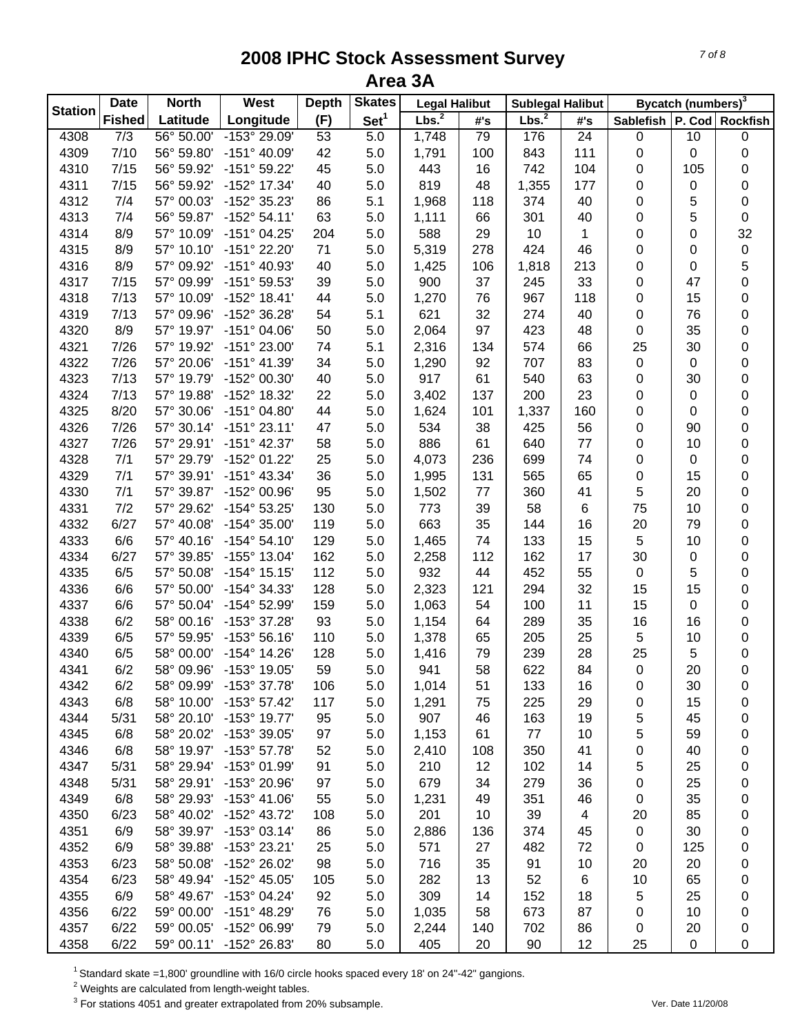# 2008 IPHC Stock Assessment Survey

## Area 3A

| Station | Date Fished | North Latitude | West Longitude | Depth (F) | Skates Set[1] | Legal Halibut Lbs.[2] | Legal Halibut #'s | Sublegal Halibut Lbs.[2] | Sublegal Halibut #'s | Bycatch (numbers)[3] Sablefish | P. Cod | Rockfish |
|---|---|---|---|---|---|---|---|---|---|---|---|---|
| 4308 | 7/3 | 56° 50.00' | -153° 29.09' | 53 | 5.0 | 1,748 | 79 | 176 | 24 | 0 | 10 | 0 |
| 4309 | 7/10 | 56° 59.80' | -151° 40.09' | 42 | 5.0 | 1,791 | 100 | 843 | 111 | 0 | 0 | 0 |
| 4310 | 7/15 | 56° 59.92' | -151° 59.22' | 45 | 5.0 | 443 | 16 | 742 | 104 | 0 | 105 | 0 |
| 4311 | 7/15 | 56° 59.92' | -152° 17.34' | 40 | 5.0 | 819 | 48 | 1,355 | 177 | 0 | 0 | 0 |
| 4312 | 7/4 | 57° 00.03' | -152° 35.23' | 86 | 5.1 | 1,968 | 118 | 374 | 40 | 0 | 5 | 0 |
| 4313 | 7/4 | 56° 59.87' | -152° 54.11' | 63 | 5.0 | 1,111 | 66 | 301 | 40 | 0 | 5 | 0 |
| 4314 | 8/9 | 57° 10.09' | -151° 04.25' | 204 | 5.0 | 588 | 29 | 10 | 1 | 0 | 0 | 32 |
| 4315 | 8/9 | 57° 10.10' | -151° 22.20' | 71 | 5.0 | 5,319 | 278 | 424 | 46 | 0 | 0 | 0 |
| 4316 | 8/9 | 57° 09.92' | -151° 40.93' | 40 | 5.0 | 1,425 | 106 | 1,818 | 213 | 0 | 0 | 5 |
| 4317 | 7/15 | 57° 09.99' | -151° 59.53' | 39 | 5.0 | 900 | 37 | 245 | 33 | 0 | 47 | 0 |
| 4318 | 7/13 | 57° 10.09' | -152° 18.41' | 44 | 5.0 | 1,270 | 76 | 967 | 118 | 0 | 15 | 0 |
| 4319 | 7/13 | 57° 09.96' | -152° 36.28' | 54 | 5.1 | 621 | 32 | 274 | 40 | 0 | 76 | 0 |
| 4320 | 8/9 | 57° 19.97' | -151° 04.06' | 50 | 5.0 | 2,064 | 97 | 423 | 48 | 0 | 35 | 0 |
| 4321 | 7/26 | 57° 19.92' | -151° 23.00' | 74 | 5.1 | 2,316 | 134 | 574 | 66 | 25 | 30 | 0 |
| 4322 | 7/26 | 57° 20.06' | -151° 41.39' | 34 | 5.0 | 1,290 | 92 | 707 | 83 | 0 | 0 | 0 |
| 4323 | 7/13 | 57° 19.79' | -152° 00.30' | 40 | 5.0 | 917 | 61 | 540 | 63 | 0 | 30 | 0 |
| 4324 | 7/13 | 57° 19.88' | -152° 18.32' | 22 | 5.0 | 3,402 | 137 | 200 | 23 | 0 | 0 | 0 |
| 4325 | 8/20 | 57° 30.06' | -151° 04.80' | 44 | 5.0 | 1,624 | 101 | 1,337 | 160 | 0 | 0 | 0 |
| 4326 | 7/26 | 57° 30.14' | -151° 23.11' | 47 | 5.0 | 534 | 38 | 425 | 56 | 0 | 90 | 0 |
| 4327 | 7/26 | 57° 29.91' | -151° 42.37' | 58 | 5.0 | 886 | 61 | 640 | 77 | 0 | 10 | 0 |
| 4328 | 7/1 | 57° 29.79' | -152° 01.22' | 25 | 5.0 | 4,073 | 236 | 699 | 74 | 0 | 0 | 0 |
| 4329 | 7/1 | 57° 39.91' | -151° 43.34' | 36 | 5.0 | 1,995 | 131 | 565 | 65 | 0 | 15 | 0 |
| 4330 | 7/1 | 57° 39.87' | -152° 00.96' | 95 | 5.0 | 1,502 | 77 | 360 | 41 | 5 | 20 | 0 |
| 4331 | 7/2 | 57° 29.62' | -154° 53.25' | 130 | 5.0 | 773 | 39 | 58 | 6 | 75 | 10 | 0 |
| 4332 | 6/27 | 57° 40.08' | -154° 35.00' | 119 | 5.0 | 663 | 35 | 144 | 16 | 20 | 79 | 0 |
| 4333 | 6/6 | 57° 40.16' | -154° 54.10' | 129 | 5.0 | 1,465 | 74 | 133 | 15 | 5 | 10 | 0 |
| 4334 | 6/27 | 57° 39.85' | -155° 13.04' | 162 | 5.0 | 2,258 | 112 | 162 | 17 | 30 | 0 | 0 |
| 4335 | 6/5 | 57° 50.08' | -154° 15.15' | 112 | 5.0 | 932 | 44 | 452 | 55 | 0 | 5 | 0 |
| 4336 | 6/6 | 57° 50.00' | -154° 34.33' | 128 | 5.0 | 2,323 | 121 | 294 | 32 | 15 | 15 | 0 |
| 4337 | 6/6 | 57° 50.04' | -154° 52.99' | 159 | 5.0 | 1,063 | 54 | 100 | 11 | 15 | 0 | 0 |
| 4338 | 6/2 | 58° 00.16' | -153° 37.28' | 93 | 5.0 | 1,154 | 64 | 289 | 35 | 16 | 16 | 0 |
| 4339 | 6/5 | 57° 59.95' | -153° 56.16' | 110 | 5.0 | 1,378 | 65 | 205 | 25 | 5 | 10 | 0 |
| 4340 | 6/5 | 58° 00.00' | -154° 14.26' | 128 | 5.0 | 1,416 | 79 | 239 | 28 | 25 | 5 | 0 |
| 4341 | 6/2 | 58° 09.96' | -153° 19.05' | 59 | 5.0 | 941 | 58 | 622 | 84 | 0 | 20 | 0 |
| 4342 | 6/2 | 58° 09.99' | -153° 37.78' | 106 | 5.0 | 1,014 | 51 | 133 | 16 | 0 | 30 | 0 |
| 4343 | 6/8 | 58° 10.00' | -153° 57.42' | 117 | 5.0 | 1,291 | 75 | 225 | 29 | 0 | 15 | 0 |
| 4344 | 5/31 | 58° 20.10' | -153° 19.77' | 95 | 5.0 | 907 | 46 | 163 | 19 | 5 | 45 | 0 |
| 4345 | 6/8 | 58° 20.02' | -153° 39.05' | 97 | 5.0 | 1,153 | 61 | 77 | 10 | 5 | 59 | 0 |
| 4346 | 6/8 | 58° 19.97' | -153° 57.78' | 52 | 5.0 | 2,410 | 108 | 350 | 41 | 0 | 40 | 0 |
| 4347 | 5/31 | 58° 29.94' | -153° 01.99' | 91 | 5.0 | 210 | 12 | 102 | 14 | 5 | 25 | 0 |
| 4348 | 5/31 | 58° 29.91' | -153° 20.96' | 97 | 5.0 | 679 | 34 | 279 | 36 | 0 | 25 | 0 |
| 4349 | 6/8 | 58° 29.93' | -153° 41.06' | 55 | 5.0 | 1,231 | 49 | 351 | 46 | 0 | 35 | 0 |
| 4350 | 6/23 | 58° 40.02' | -152° 43.72' | 108 | 5.0 | 201 | 10 | 39 | 4 | 20 | 85 | 0 |
| 4351 | 6/9 | 58° 39.97' | -153° 03.14' | 86 | 5.0 | 2,886 | 136 | 374 | 45 | 0 | 30 | 0 |
| 4352 | 6/9 | 58° 39.88' | -153° 23.21' | 25 | 5.0 | 571 | 27 | 482 | 72 | 0 | 125 | 0 |
| 4353 | 6/23 | 58° 50.08' | -152° 26.02' | 98 | 5.0 | 716 | 35 | 91 | 10 | 20 | 20 | 0 |
| 4354 | 6/23 | 58° 49.94' | -152° 45.05' | 105 | 5.0 | 282 | 13 | 52 | 6 | 10 | 65 | 0 |
| 4355 | 6/9 | 58° 49.67' | -153° 04.24' | 92 | 5.0 | 309 | 14 | 152 | 18 | 5 | 25 | 0 |
| 4356 | 6/22 | 59° 00.00' | -151° 48.29' | 76 | 5.0 | 1,035 | 58 | 673 | 87 | 0 | 10 | 0 |
| 4357 | 6/22 | 59° 00.05' | -152° 06.99' | 79 | 5.0 | 2,244 | 140 | 702 | 86 | 0 | 20 | 0 |
| 4358 | 6/22 | 59° 00.11' | -152° 26.83' | 80 | 5.0 | 405 | 20 | 90 | 12 | 25 | 0 | 0 |

[1] Standard skate =1,800' groundline with 16/0 circle hooks spaced every 18' on 24"-42" gangions.

[2] Weights are calculated from length-weight tables.

[3] For stations 4051 and greater extrapolated from 20% subsample.

Ver. Date 11/20/08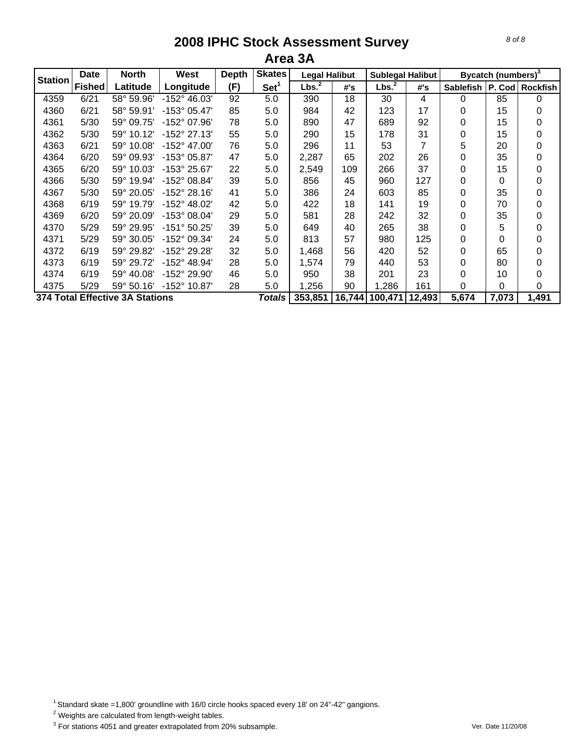# 2008 IPHC Stock Assessment Survey

## Area 3A

| Station | Date Fished | North Latitude | West Longitude | Depth (F) | Skates Set[1] | Legal Halibut | | Sublegal Halibut | | Bycatch (numbers)[3] | | |
|---|---|---|---|---|---|---|---|---|---|---|---|---|
| | | | | | | Lbs.[2] | #'s | Lbs.[2] | #'s | Sablefish | P. Cod | Rockfish |
| 4359 | 6/21 | 58° 59.96' | -152° 46.03' | 92 | 5.0 | 390 | 18 | 30 | 4 | 0 | 85 | 0 |
| 4360 | 6/21 | 58° 59.91' | -153° 05.47' | 85 | 5.0 | 984 | 42 | 123 | 17 | 0 | 15 | 0 |
| 4361 | 5/30 | 59° 09.75' | -152° 07.96' | 78 | 5.0 | 890 | 47 | 689 | 92 | 0 | 15 | 0 |
| 4362 | 5/30 | 59° 10.12' | -152° 27.13' | 55 | 5.0 | 290 | 15 | 178 | 31 | 0 | 15 | 0 |
| 4363 | 6/21 | 59° 10.08' | -152° 47.00' | 76 | 5.0 | 296 | 11 | 53 | 7 | 5 | 20 | 0 |
| 4364 | 6/20 | 59° 09.93' | -153° 05.87' | 47 | 5.0 | 2,287 | 65 | 202 | 26 | 0 | 35 | 0 |
| 4365 | 6/20 | 59° 10.03' | -153° 25.67' | 22 | 5.0 | 2,549 | 109 | 266 | 37 | 0 | 15 | 0 |
| 4366 | 5/30 | 59° 19.94' | -152° 08.84' | 39 | 5.0 | 856 | 45 | 960 | 127 | 0 | 0 | 0 |
| 4367 | 5/30 | 59° 20.05' | -152° 28.16' | 41 | 5.0 | 386 | 24 | 603 | 85 | 0 | 35 | 0 |
| 4368 | 6/19 | 59° 19.79' | -152° 48.02' | 42 | 5.0 | 422 | 18 | 141 | 19 | 0 | 70 | 0 |
| 4369 | 6/20 | 59° 20.09' | -153° 08.04' | 29 | 5.0 | 581 | 28 | 242 | 32 | 0 | 35 | 0 |
| 4370 | 5/29 | 59° 29.95' | -151° 50.25' | 39 | 5.0 | 649 | 40 | 265 | 38 | 0 | 5 | 0 |
| 4371 | 5/29 | 59° 30.05' | -152° 09.34' | 24 | 5.0 | 813 | 57 | 980 | 125 | 0 | 0 | 0 |
| 4372 | 6/19 | 59° 29.82' | -152° 29.28' | 32 | 5.0 | 1,468 | 56 | 420 | 52 | 0 | 65 | 0 |
| 4373 | 6/19 | 59° 29.72' | -152° 48.94' | 28 | 5.0 | 1,574 | 79 | 440 | 53 | 0 | 80 | 0 |
| 4374 | 6/19 | 59° 40.08' | -152° 29.90' | 46 | 5.0 | 950 | 38 | 201 | 23 | 0 | 10 | 0 |
| 4375 | 5/29 | 59° 50.16' | -152° 10.87' | 28 | 5.0 | 1,256 | 90 | 1,286 | 161 | 0 | 0 | 0 |
| **374 Total Effective 3A Stations** | | | | | ***Totals*** | **353,851** | **16,744** | **100,471** | **12,493** | **5,674** | **7,073** | **1,491** |

[1] Standard skate =1,800' groundline with 16/0 circle hooks spaced every 18' on 24"-42" gangions.
[2] Weights are calculated from length-weight tables.
[3] For stations 4051 and greater extrapolated from 20% subsample.

Ver. Date 11/20/08